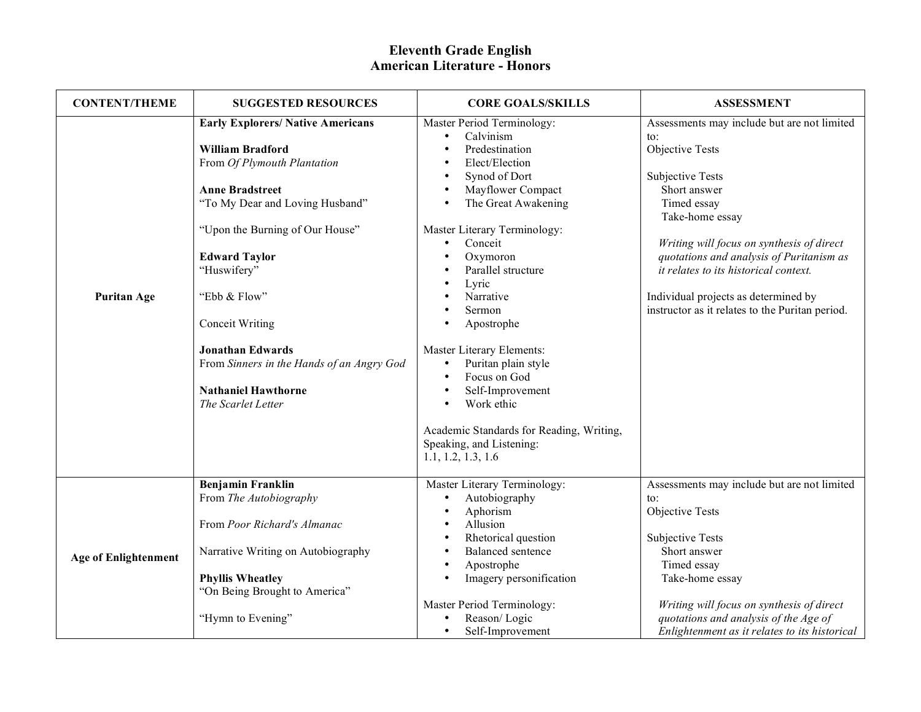# Eleventh Grade English
## American Literature - Honors

| CONTENT/THEME | SUGGESTED RESOURCES | CORE GOALS/SKILLS | ASSESSMENT |
|---|---|---|---|
| **Puritan Age** | **Early Explorers/ Native Americans**<br><br>**William Bradford**<br>From *Of Plymouth Plantation*<br><br>**Anne Bradstreet**<br>"To My Dear and Loving Husband"<br><br>"Upon the Burning of Our House"<br><br>**Edward Taylor**<br>"Huswifery"<br><br>"Ebb & Flow"<br><br>Conceit Writing<br><br>**Jonathan Edwards**<br>From *Sinners in the Hands of an Angry God*<br><br>**Nathaniel Hawthorne**<br>*The Scarlet Letter* | Master Period Terminology:<br>• Calvinism<br>• Predestination<br>• Elect/Election<br>• Synod of Dort<br>• Mayflower Compact<br>• The Great Awakening<br><br>Master Literary Terminology:<br>• Conceit<br>• Oxymoron<br>• Parallel structure<br>• Lyric<br>• Narrative<br>• Sermon<br>• Apostrophe<br><br>Master Literary Elements:<br>• Puritan plain style<br>• Focus on God<br>• Self-Improvement<br>• Work ethic<br><br>Academic Standards for Reading, Writing, Speaking, and Listening:<br>1.1, 1.2, 1.3, 1.6 | Assessments may include but are not limited to:<br>Objective Tests<br><br>Subjective Tests<br>Short answer<br>Timed essay<br>Take-home essay<br><br>*Writing will focus on synthesis of direct quotations and analysis of Puritanism as it relates to its historical context.*<br><br>Individual projects as determined by instructor as it relates to the Puritan period. |
| **Age of Enlightenment** | **Benjamin Franklin**<br>From *The Autobiography*<br><br>From *Poor Richard's Almanac*<br><br>Narrative Writing on Autobiography<br><br>**Phyllis Wheatley**<br>"On Being Brought to America"<br><br>"Hymn to Evening" | Master Literary Terminology:<br>• Autobiography<br>• Aphorism<br>• Allusion<br>• Rhetorical question<br>• Balanced sentence<br>• Apostrophe<br>• Imagery personification<br><br>Master Period Terminology:<br>• Reason/ Logic<br>• Self-Improvement | Assessments may include but are not limited to:<br>Objective Tests<br><br>Subjective Tests<br>Short answer<br>Timed essay<br>Take-home essay<br><br>*Writing will focus on synthesis of direct quotations and analysis of the Age of Enlightenment as it relates to its historical* |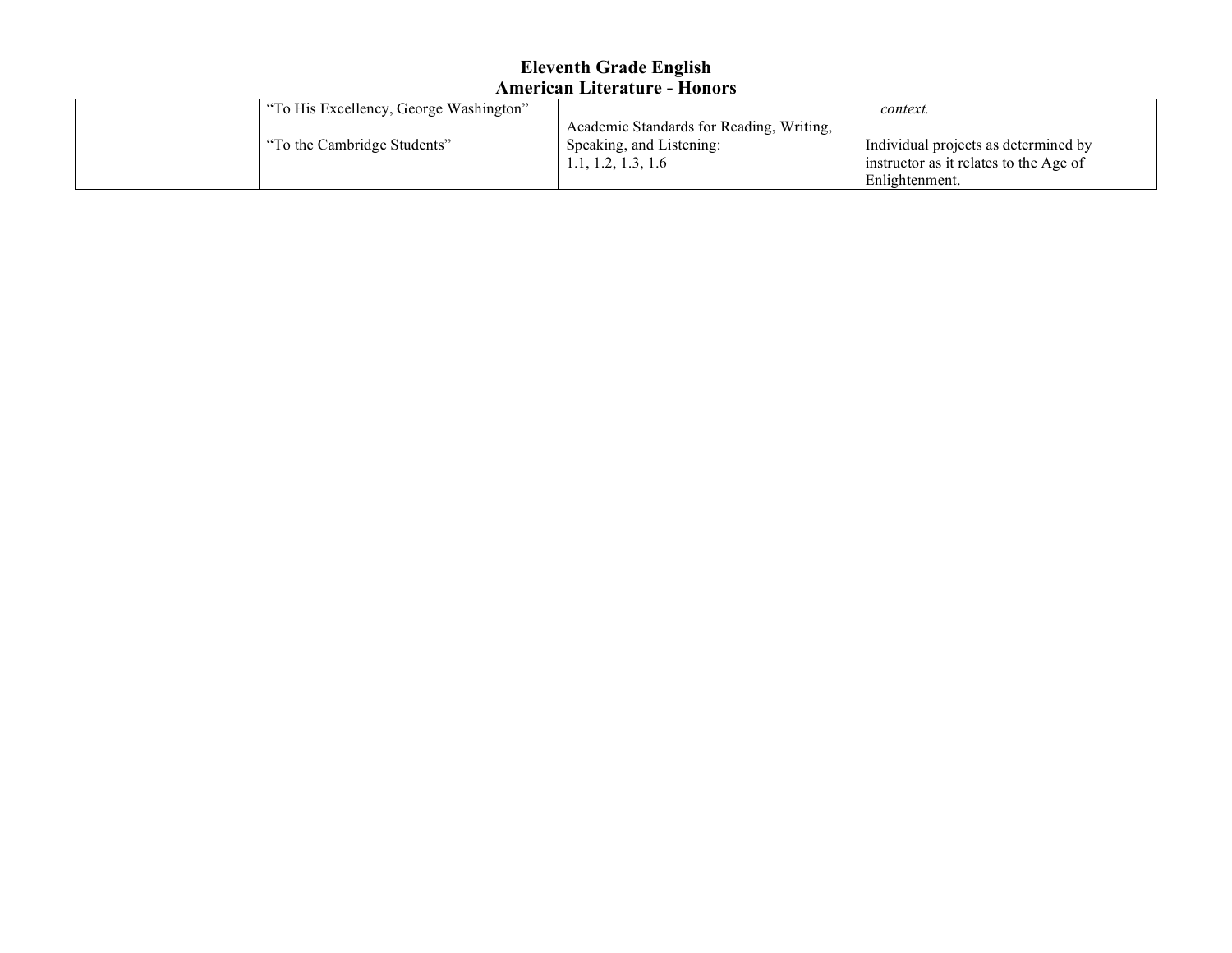# Eleventh Grade English
## American Literature - Honors

| | | | |
|---|---|---|---|
| | "To His Excellency, George Washington"<br><br>"To the Cambridge Students" | Academic Standards for Reading, Writing, Speaking, and Listening:<br>1.1, 1.2, 1.3, 1.6 | *context.*<br><br>Individual projects as determined by instructor as it relates to the Age of Enlightenment. |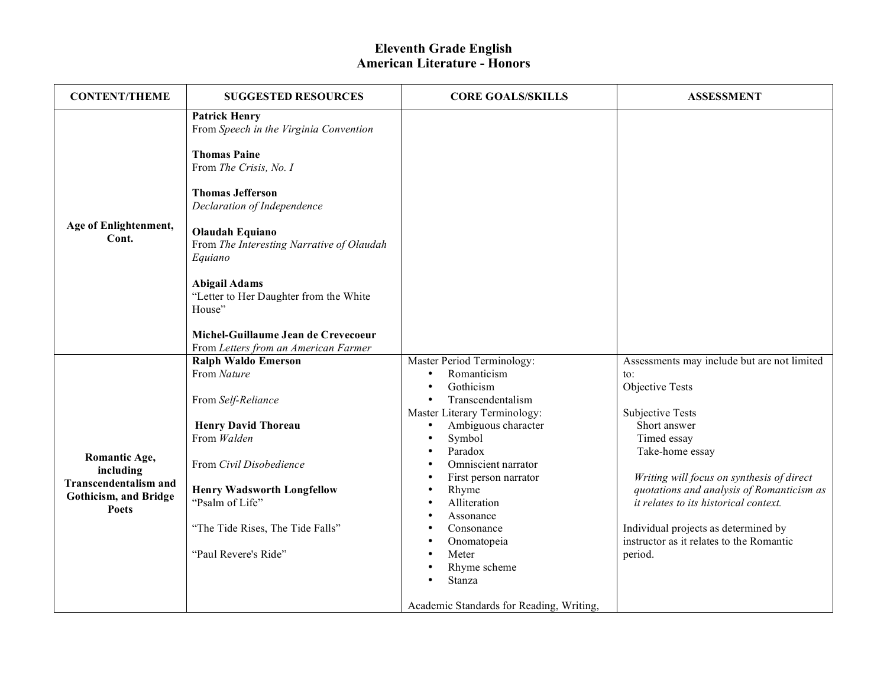# Eleventh Grade English
## American Literature - Honors

| CONTENT/THEME | SUGGESTED RESOURCES | CORE GOALS/SKILLS | ASSESSMENT |
|---|---|---|---|
| **Age of Enlightenment, Cont.** | **Patrick Henry**<br>From *Speech in the Virginia Convention*<br><br>**Thomas Paine**<br>From *The Crisis, No. I*<br><br>**Thomas Jefferson**<br>*Declaration of Independence*<br><br>**Olaudah Equiano**<br>From *The Interesting Narrative of Olaudah Equiano*<br><br>**Abigail Adams**<br>"Letter to Her Daughter from the White House"<br><br>**Michel-Guillaume Jean de Crevecoeur**<br>From *Letters from an American Farmer* | | |
| **Romantic Age, including Transcendentalism and Gothicism, and Bridge Poets** | **Ralph Waldo Emerson**<br>From *Nature*<br><br>From *Self-Reliance*<br><br>**Henry David Thoreau**<br>From *Walden*<br><br>From *Civil Disobedience*<br><br>**Henry Wadsworth Longfellow**<br>"Psalm of Life"<br><br>"The Tide Rises, The Tide Falls"<br><br>"Paul Revere's Ride" | Master Period Terminology:<br>• Romanticism<br>• Gothicism<br>• Transcendentalism<br>Master Literary Terminology:<br>• Ambiguous character<br>• Symbol<br>• Paradox<br>• Omniscient narrator<br>• First person narrator<br>• Rhyme<br>• Alliteration<br>• Assonance<br>• Consonance<br>• Onomatopeia<br>• Meter<br>• Rhyme scheme<br>• Stanza<br><br>Academic Standards for Reading, Writing, | Assessments may include but are not limited to:<br>Objective Tests<br><br>Subjective Tests<br>Short answer<br>Timed essay<br>Take-home essay<br><br>*Writing will focus on synthesis of direct quotations and analysis of Romanticism as it relates to its historical context.*<br><br>Individual projects as determined by instructor as it relates to the Romantic period. |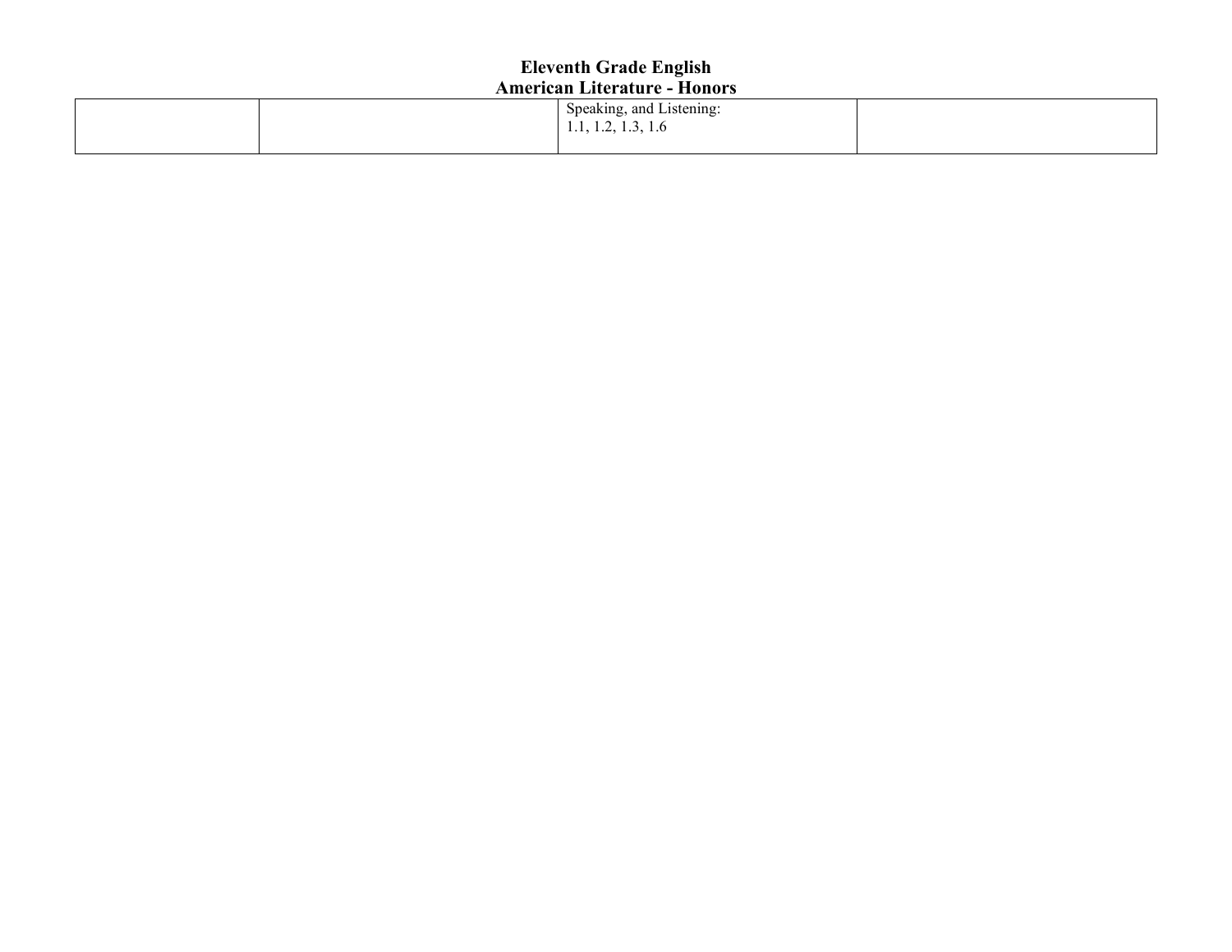| | | Speaking, and Listening:<br>1.1, 1.2, 1.3, 1.6 | |
|---|---|---|---|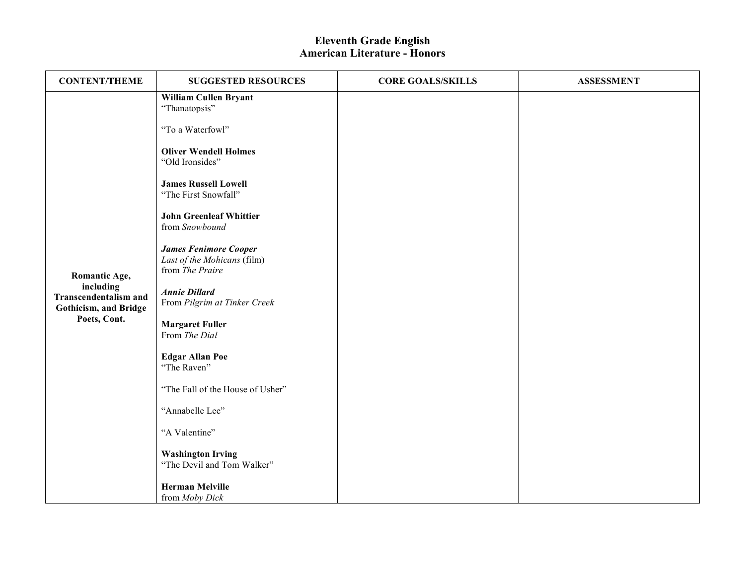# Eleventh Grade English
## American Literature - Honors

| CONTENT/THEME | SUGGESTED RESOURCES | CORE GOALS/SKILLS | ASSESSMENT |
|---|---|---|---|
| **Romantic Age, including Transcendentalism and Gothicism, and Bridge Poets, Cont.** | **William Cullen Bryant**<br>"Thanatopsis"<br><br>"To a Waterfowl"<br><br>**Oliver Wendell Holmes**<br>"Old Ironsides"<br><br>**James Russell Lowell**<br>"The First Snowfall"<br><br>**John Greenleaf Whittier**<br>from *Snowbound*<br><br>***James Fenimore Cooper***<br>*Last of the Mohicans* (film)<br>from *The Praire*<br><br>***Annie Dillard***<br>From *Pilgrim at Tinker Creek*<br><br>**Margaret Fuller**<br>From *The Dial*<br><br>**Edgar Allan Poe**<br>"The Raven"<br><br>"The Fall of the House of Usher"<br><br>"Annabelle Lee"<br><br>"A Valentine"<br><br>**Washington Irving**<br>"The Devil and Tom Walker"<br><br>**Herman Melville**<br>from *Moby Dick* | | |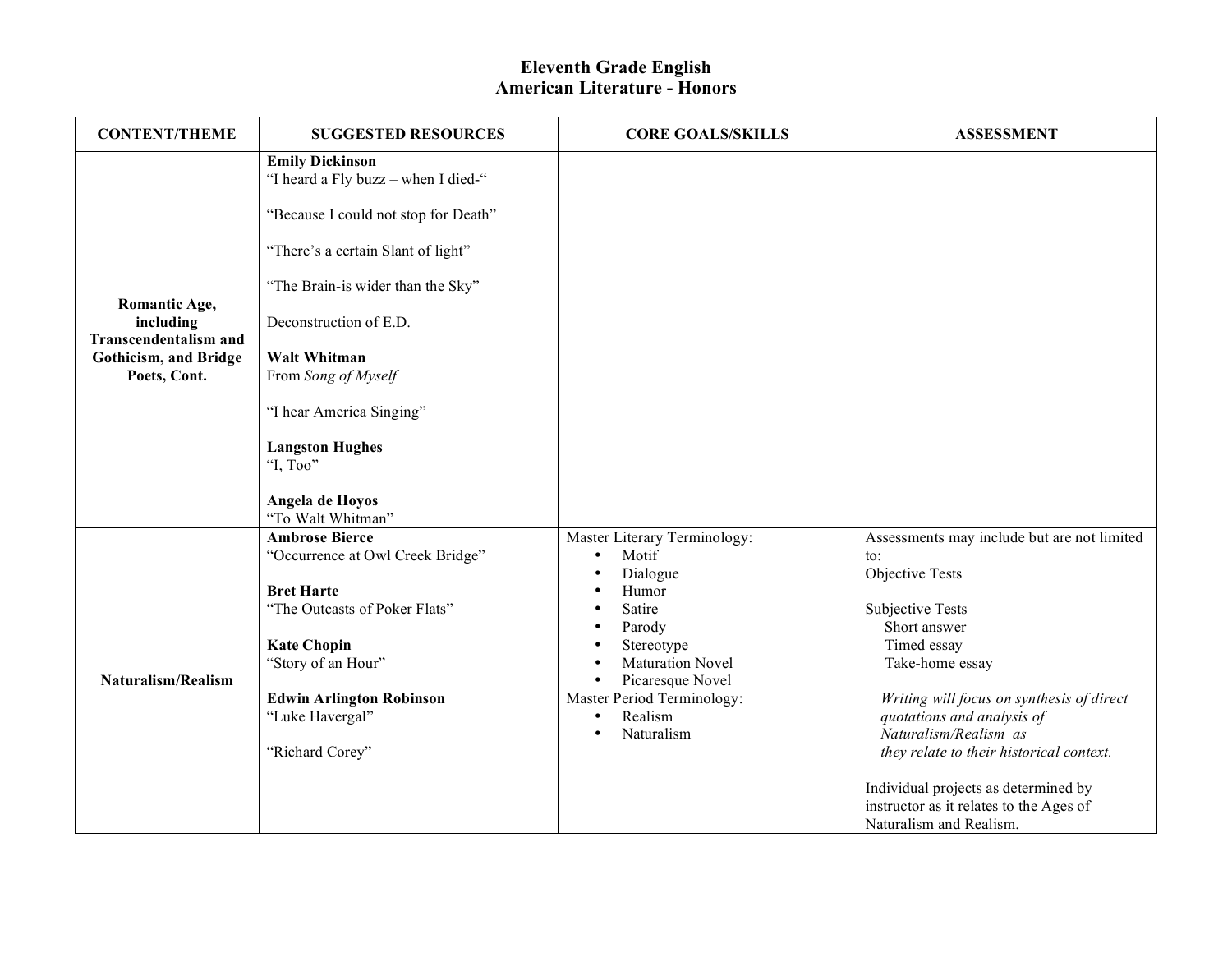# Eleventh Grade English
## American Literature - Honors

| CONTENT/THEME | SUGGESTED RESOURCES | CORE GOALS/SKILLS | ASSESSMENT |
|---|---|---|---|
| **Romantic Age, including Transcendentalism and Gothicism, and Bridge Poets, Cont.** | **Emily Dickinson**<br>"I heard a Fly buzz – when I died-"<br><br>"Because I could not stop for Death"<br><br>"There's a certain Slant of light"<br><br>"The Brain-is wider than the Sky"<br><br>Deconstruction of E.D.<br><br>**Walt Whitman**<br>From *Song of Myself*<br><br>"I hear America Singing"<br><br>**Langston Hughes**<br>"I, Too"<br><br>**Angela de Hoyos**<br>"To Walt Whitman" | | |
| **Naturalism/Realism** | **Ambrose Bierce**<br>"Occurrence at Owl Creek Bridge"<br><br>**Bret Harte**<br>"The Outcasts of Poker Flats"<br><br>**Kate Chopin**<br>"Story of an Hour"<br><br>**Edwin Arlington Robinson**<br>"Luke Havergal"<br><br>"Richard Corey" | Master Literary Terminology:<br>• Motif<br>• Dialogue<br>• Humor<br>• Satire<br>• Parody<br>• Stereotype<br>• Maturation Novel<br>• Picaresque Novel<br>Master Period Terminology:<br>• Realism<br>• Naturalism | Assessments may include but are not limited to:<br>Objective Tests<br><br>Subjective Tests<br>Short answer<br>Timed essay<br>Take-home essay<br><br>*Writing will focus on synthesis of direct quotations and analysis of Naturalism/Realism as they relate to their historical context.*<br><br>Individual projects as determined by instructor as it relates to the Ages of Naturalism and Realism. |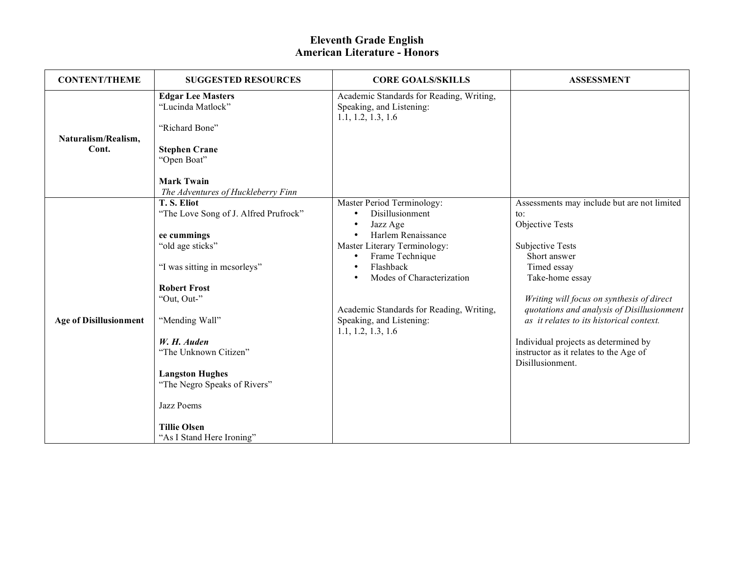# Eleventh Grade English
## American Literature - Honors

| CONTENT/THEME | SUGGESTED RESOURCES | CORE GOALS/SKILLS | ASSESSMENT |
|---|---|---|---|
| **Naturalism/Realism, Cont.** | **Edgar Lee Masters**<br>"Lucinda Matlock"<br><br>"Richard Bone"<br><br>**Stephen Crane**<br>"Open Boat"<br><br>**Mark Twain**<br>*The Adventures of Huckleberry Finn* | Academic Standards for Reading, Writing, Speaking, and Listening:<br>1.1, 1.2, 1.3, 1.6 | |
| **Age of Disillusionment** | **T. S. Eliot**<br>"The Love Song of J. Alfred Prufrock"<br><br>**ee cummings**<br>"old age sticks"<br><br>"I was sitting in mcsorleys"<br><br>**Robert Frost**<br>"Out, Out-"<br><br>"Mending Wall"<br><br>***W. H. Auden***<br>"The Unknown Citizen"<br><br>**Langston Hughes**<br>"The Negro Speaks of Rivers"<br><br>Jazz Poems<br><br>**Tillie Olsen**<br>"As I Stand Here Ironing" | Master Period Terminology:<br>• Disillusionment<br>• Jazz Age<br>• Harlem Renaissance<br>Master Literary Terminology:<br>• Frame Technique<br>• Flashback<br>• Modes of Characterization<br><br>Academic Standards for Reading, Writing, Speaking, and Listening:<br>1.1, 1.2, 1.3, 1.6 | Assessments may include but are not limited to:<br>Objective Tests<br><br>Subjective Tests<br>Short answer<br>Timed essay<br>Take-home essay<br><br>*Writing will focus on synthesis of direct quotations and analysis of Disillusionment as it relates to its historical context.*<br><br>Individual projects as determined by instructor as it relates to the Age of Disillusionment. |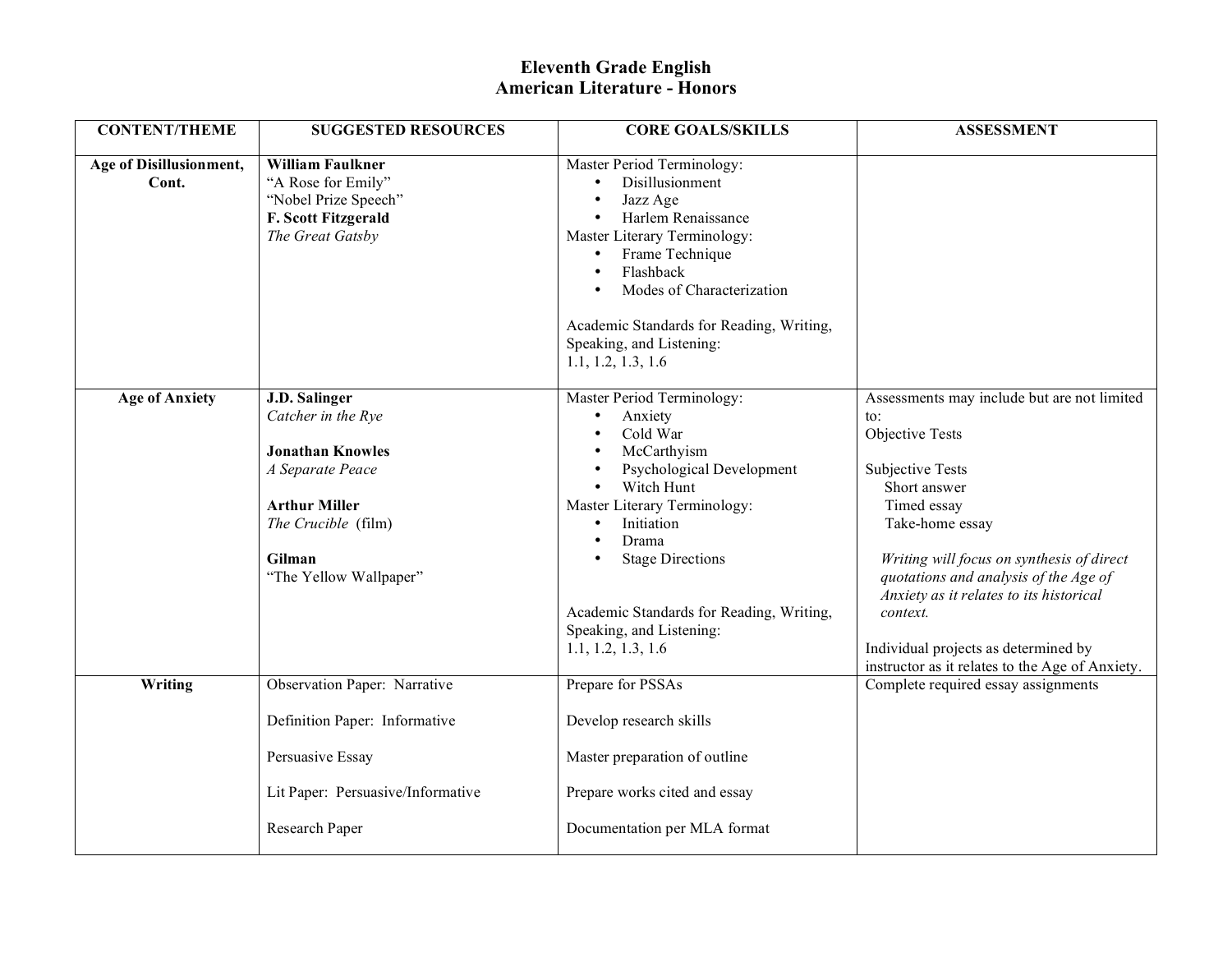# Eleventh Grade English
## American Literature - Honors

| CONTENT/THEME | SUGGESTED RESOURCES | CORE GOALS/SKILLS | ASSESSMENT |
|---|---|---|---|
| **Age of Disillusionment, Cont.** | **William Faulkner**<br>"A Rose for Emily"<br>"Nobel Prize Speech"<br>**F. Scott Fitzgerald**<br>*The Great Gatsby* | Master Period Terminology:<br>• Disillusionment<br>• Jazz Age<br>• Harlem Renaissance<br>Master Literary Terminology:<br>• Frame Technique<br>• Flashback<br>• Modes of Characterization<br><br>Academic Standards for Reading, Writing, Speaking, and Listening:<br>1.1, 1.2, 1.3, 1.6 | |
| **Age of Anxiety** | **J.D. Salinger**<br>*Catcher in the Rye*<br><br>**Jonathan Knowles**<br>*A Separate Peace*<br><br>**Arthur Miller**<br>*The Crucible* (film)<br><br>**Gilman**<br>"The Yellow Wallpaper" | Master Period Terminology:<br>• Anxiety<br>• Cold War<br>• McCarthyism<br>• Psychological Development<br>• Witch Hunt<br>Master Literary Terminology:<br>• Initiation<br>• Drama<br>• Stage Directions<br><br>Academic Standards for Reading, Writing, Speaking, and Listening:<br>1.1, 1.2, 1.3, 1.6 | Assessments may include but are not limited to:<br>Objective Tests<br><br>Subjective Tests<br>Short answer<br>Timed essay<br>Take-home essay<br><br>*Writing will focus on synthesis of direct quotations and analysis of the Age of Anxiety as it relates to its historical context.*<br><br>Individual projects as determined by instructor as it relates to the Age of Anxiety. |
| **Writing** | Observation Paper: Narrative<br><br>Definition Paper: Informative<br><br>Persuasive Essay<br><br>Lit Paper: Persuasive/Informative<br><br>Research Paper | Prepare for PSSAs<br><br>Develop research skills<br><br>Master preparation of outline<br><br>Prepare works cited and essay<br><br>Documentation per MLA format | Complete required essay assignments |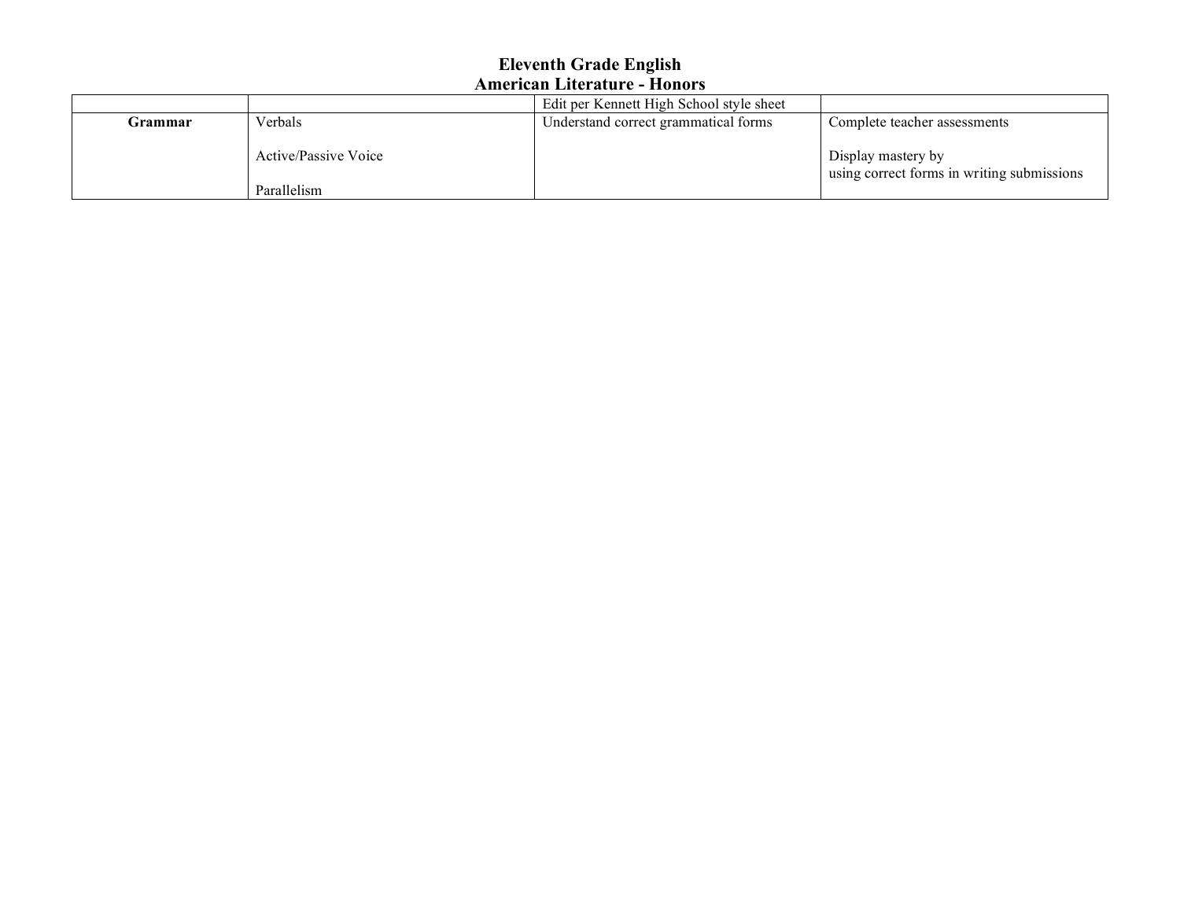# Eleventh Grade English
## American Literature - Honors

| | | | |
|---|---|---|---|
| | | Edit per Kennett High School style sheet | |
| **Grammar** | Verbals<br><br>Active/Passive Voice<br><br>Parallelism | Understand correct grammatical forms | Complete teacher assessments<br><br>Display mastery by using correct forms in writing submissions |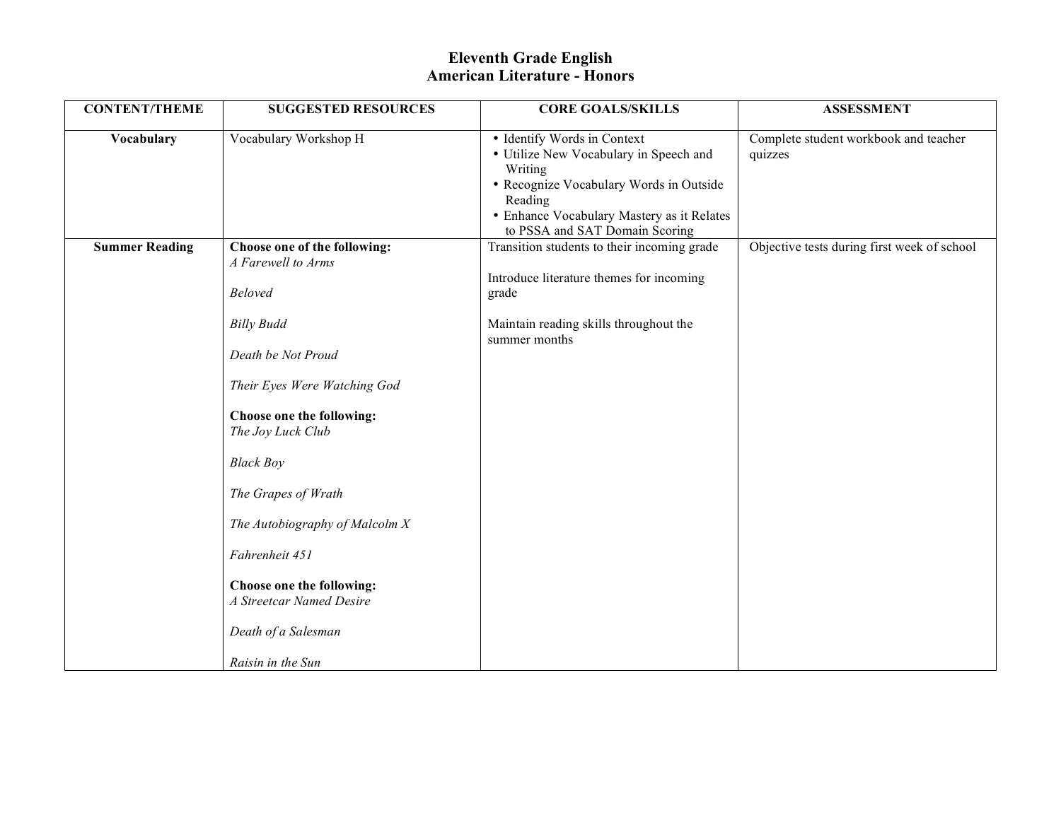# Eleventh Grade English
## American Literature - Honors

| CONTENT/THEME | SUGGESTED RESOURCES | CORE GOALS/SKILLS | ASSESSMENT |
|---|---|---|---|
| **Vocabulary** | Vocabulary Workshop H | • Identify Words in Context<br>• Utilize New Vocabulary in Speech and Writing<br>• Recognize Vocabulary Words in Outside Reading<br>• Enhance Vocabulary Mastery as it Relates to PSSA and SAT Domain Scoring | Complete student workbook and teacher quizzes |
| **Summer Reading** | **Choose one of the following:**<br>*A Farewell to Arms*<br><br>*Beloved*<br><br>*Billy Budd*<br><br>*Death be Not Proud*<br><br>*Their Eyes Were Watching God*<br><br>**Choose one the following:**<br>*The Joy Luck Club*<br><br>*Black Boy*<br><br>*The Grapes of Wrath*<br><br>*The Autobiography of Malcolm X*<br><br>*Fahrenheit 451*<br><br>**Choose one the following:**<br>*A Streetcar Named Desire*<br><br>*Death of a Salesman*<br><br>*Raisin in the Sun* | Transition students to their incoming grade<br><br>Introduce literature themes for incoming grade<br><br>Maintain reading skills throughout the summer months | Objective tests during first week of school |